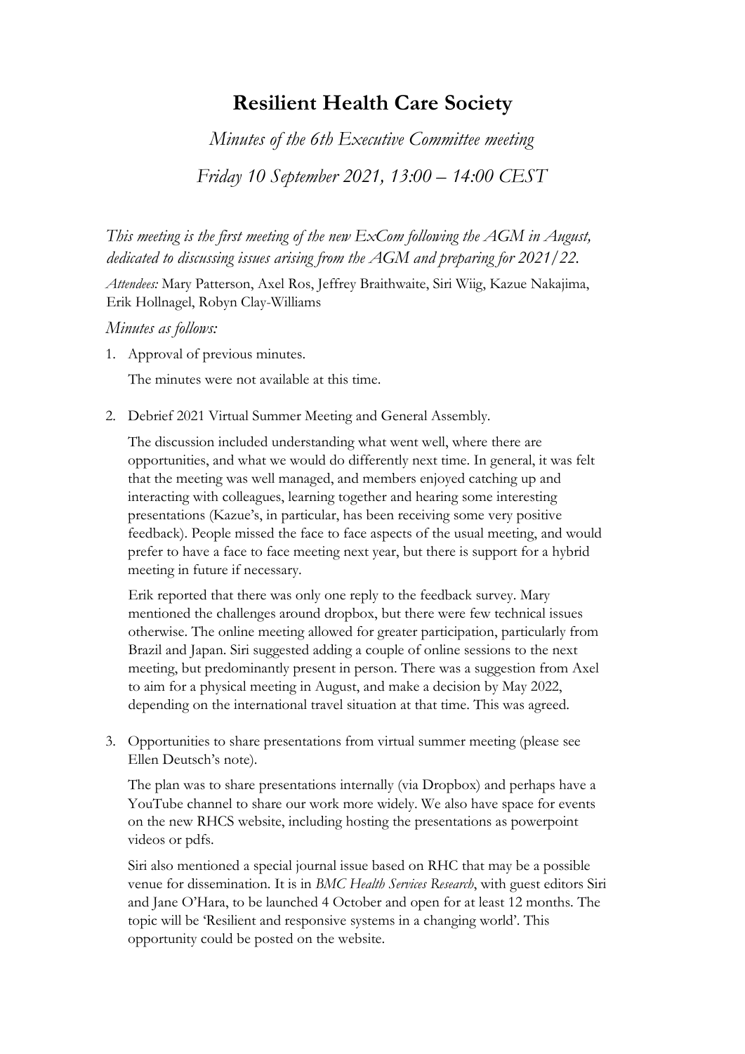# Resilient Health Care Society

*Minutes of the 6th Executive Committee meeting*

*Friday 10 September 2021, 13:00 – 14:00 CEST*

*This meeting is the first meeting of the new ExCom following the AGM in August, dedicated to discussing issues arising from the AGM and preparing for 2021/22.*

*Attendees:* Mary Patterson, Axel Ros, Jeffrey Braithwaite, Siri Wiig, Kazue Nakajima, Erik Hollnagel, Robyn Clay-Williams

*Minutes as follows:*

1. Approval of previous minutes.

   The minutes were not available at this time.

2. Debrief 2021 Virtual Summer Meeting and General Assembly.

   The discussion included understanding what went well, where there are opportunities, and what we would do differently next time. In general, it was felt that the meeting was well managed, and members enjoyed catching up and interacting with colleagues, learning together and hearing some interesting presentations (Kazue's, in particular, has been receiving some very positive feedback). People missed the face to face aspects of the usual meeting, and would prefer to have a face to face meeting next year, but there is support for a hybrid meeting in future if necessary.

   Erik reported that there was only one reply to the feedback survey. Mary mentioned the challenges around dropbox, but there were few technical issues otherwise. The online meeting allowed for greater participation, particularly from Brazil and Japan. Siri suggested adding a couple of online sessions to the next meeting, but predominantly present in person. There was a suggestion from Axel to aim for a physical meeting in August, and make a decision by May 2022, depending on the international travel situation at that time. This was agreed.

3. Opportunities to share presentations from virtual summer meeting (please see Ellen Deutsch's note).

   The plan was to share presentations internally (via Dropbox) and perhaps have a YouTube channel to share our work more widely. We also have space for events on the new RHCS website, including hosting the presentations as powerpoint videos or pdfs.

   Siri also mentioned a special journal issue based on RHC that may be a possible venue for dissemination. It is in *BMC Health Services Research*, with guest editors Siri and Jane O'Hara, to be launched 4 October and open for at least 12 months. The topic will be 'Resilient and responsive systems in a changing world'. This opportunity could be posted on the website.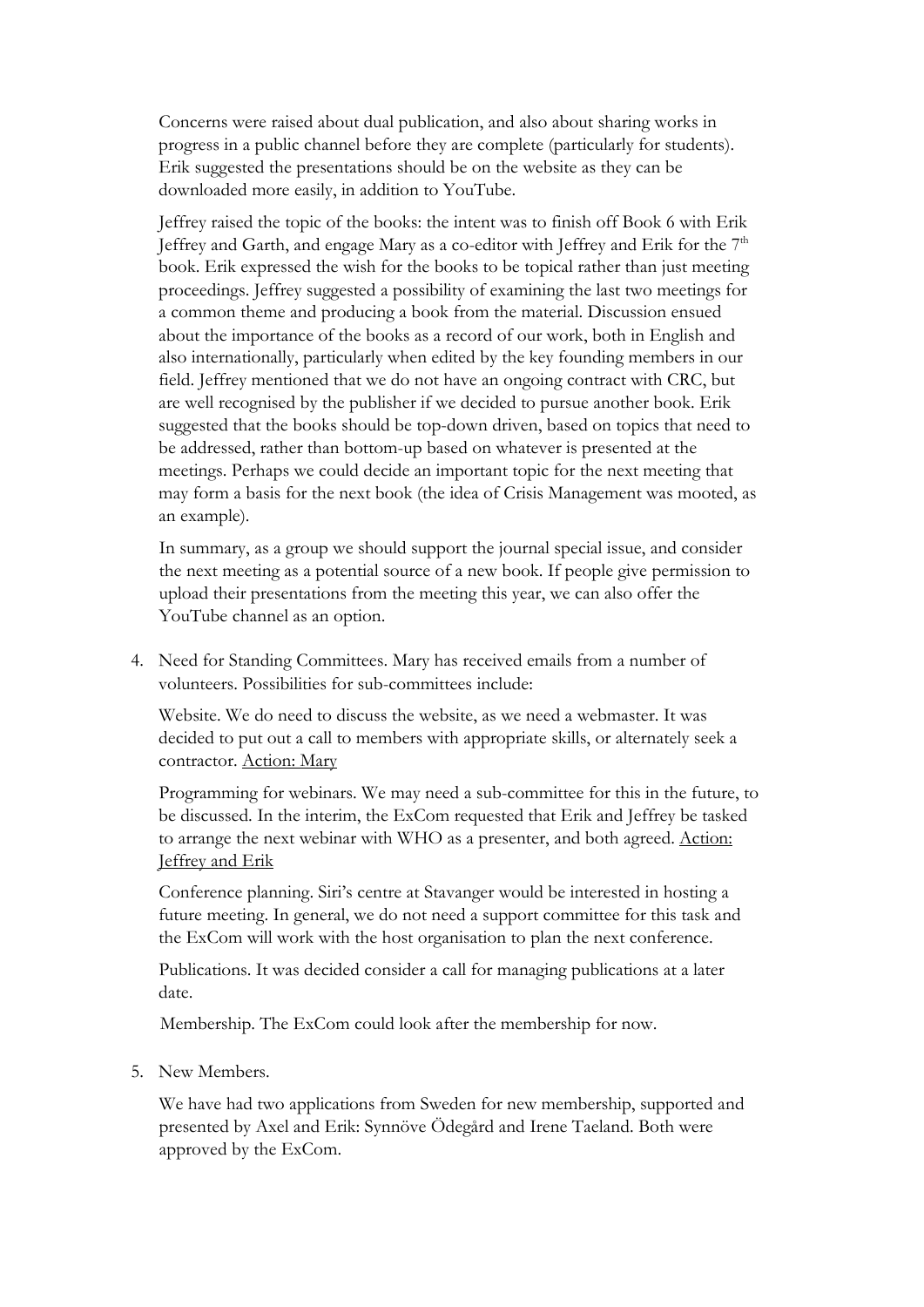Concerns were raised about dual publication, and also about sharing works in progress in a public channel before they are complete (particularly for students). Erik suggested the presentations should be on the website as they can be downloaded more easily, in addition to YouTube.

Jeffrey raised the topic of the books: the intent was to finish off Book 6 with Erik Jeffrey and Garth, and engage Mary as a co-editor with Jeffrey and Erik for the 7th book. Erik expressed the wish for the books to be topical rather than just meeting proceedings. Jeffrey suggested a possibility of examining the last two meetings for a common theme and producing a book from the material. Discussion ensued about the importance of the books as a record of our work, both in English and also internationally, particularly when edited by the key founding members in our field. Jeffrey mentioned that we do not have an ongoing contract with CRC, but are well recognised by the publisher if we decided to pursue another book. Erik suggested that the books should be top-down driven, based on topics that need to be addressed, rather than bottom-up based on whatever is presented at the meetings. Perhaps we could decide an important topic for the next meeting that may form a basis for the next book (the idea of Crisis Management was mooted, as an example).

In summary, as a group we should support the journal special issue, and consider the next meeting as a potential source of a new book. If people give permission to upload their presentations from the meeting this year, we can also offer the YouTube channel as an option.

4. Need for Standing Committees. Mary has received emails from a number of volunteers. Possibilities for sub-committees include:

   Website. We do need to discuss the website, as we need a webmaster. It was decided to put out a call to members with appropriate skills, or alternately seek a contractor. Action: Mary

   Programming for webinars. We may need a sub-committee for this in the future, to be discussed. In the interim, the ExCom requested that Erik and Jeffrey be tasked to arrange the next webinar with WHO as a presenter, and both agreed. Action: Jeffrey and Erik

   Conference planning. Siri's centre at Stavanger would be interested in hosting a future meeting. In general, we do not need a support committee for this task and the ExCom will work with the host organisation to plan the next conference.

   Publications. It was decided consider a call for managing publications at a later date.

   Membership. The ExCom could look after the membership for now.

5. New Members.

   We have had two applications from Sweden for new membership, supported and presented by Axel and Erik: Synnöve Ödegård and Irene Taeland. Both were approved by the ExCom.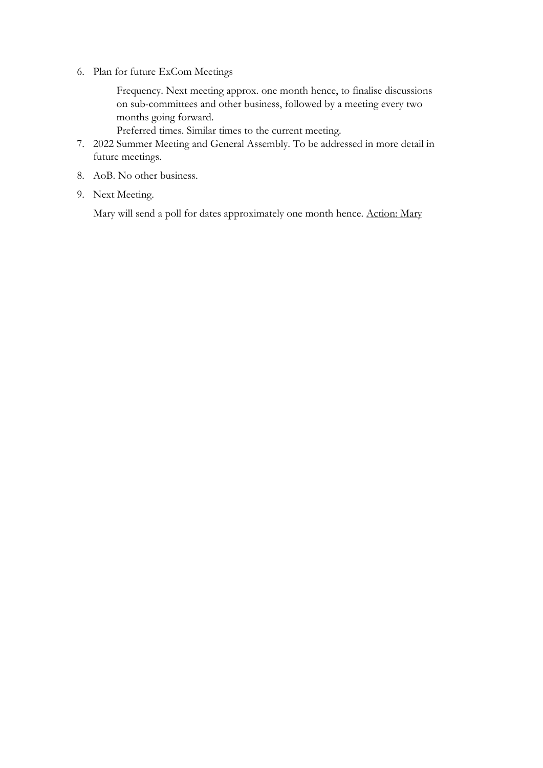6. Plan for future ExCom Meetings

   Frequency. Next meeting approx. one month hence, to finalise discussions on sub-committees and other business, followed by a meeting every two months going forward.

   Preferred times. Similar times to the current meeting.

7. 2022 Summer Meeting and General Assembly. To be addressed in more detail in future meetings.

8. AoB. No other business.

9. Next Meeting.

   Mary will send a poll for dates approximately one month hence. <u>Action: Mary</u>